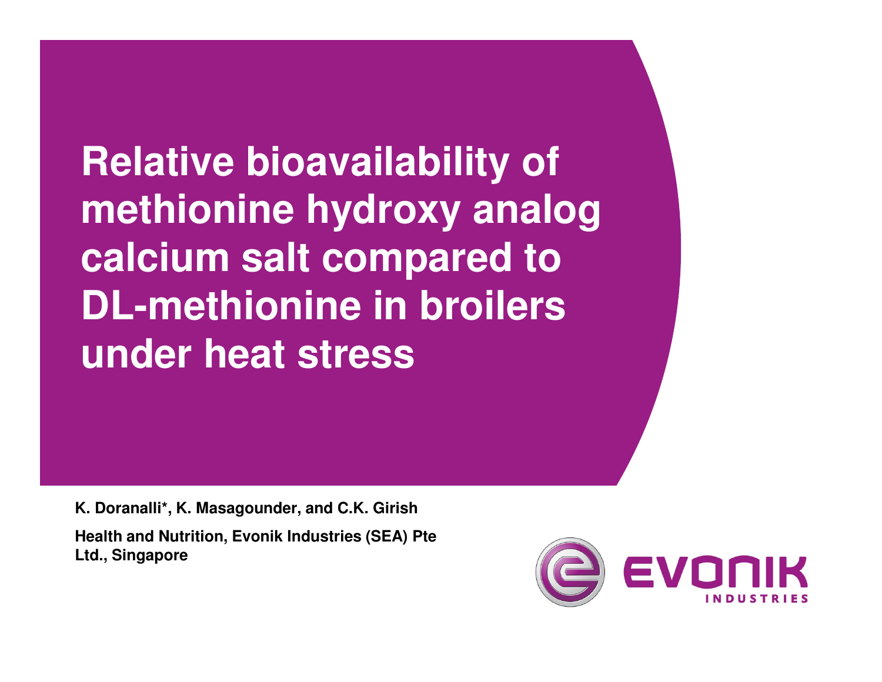# Relative bioavailability of methionine hydroxy analog calcium salt compared to DL-methionine in broilers under heat stress

**K. Doranalli*, K. Masagounder, and C.K. Girish**

**Health and Nutrition, Evonik Industries (SEA) Pte Ltd., Singapore**

EVONIK INDUSTRIES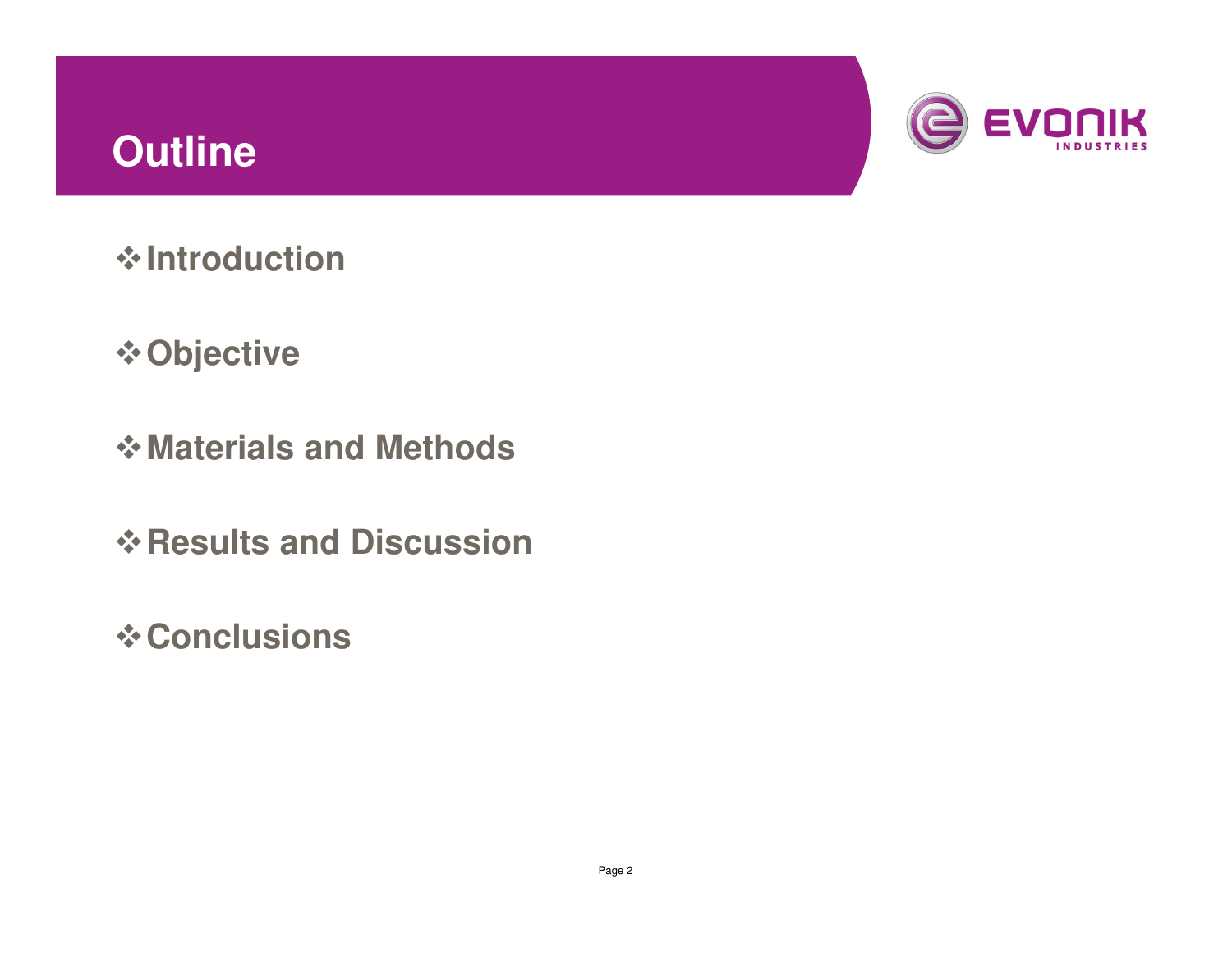# Outline

- Introduction
- Objective
- Materials and Methods
- Results and Discussion
- Conclusions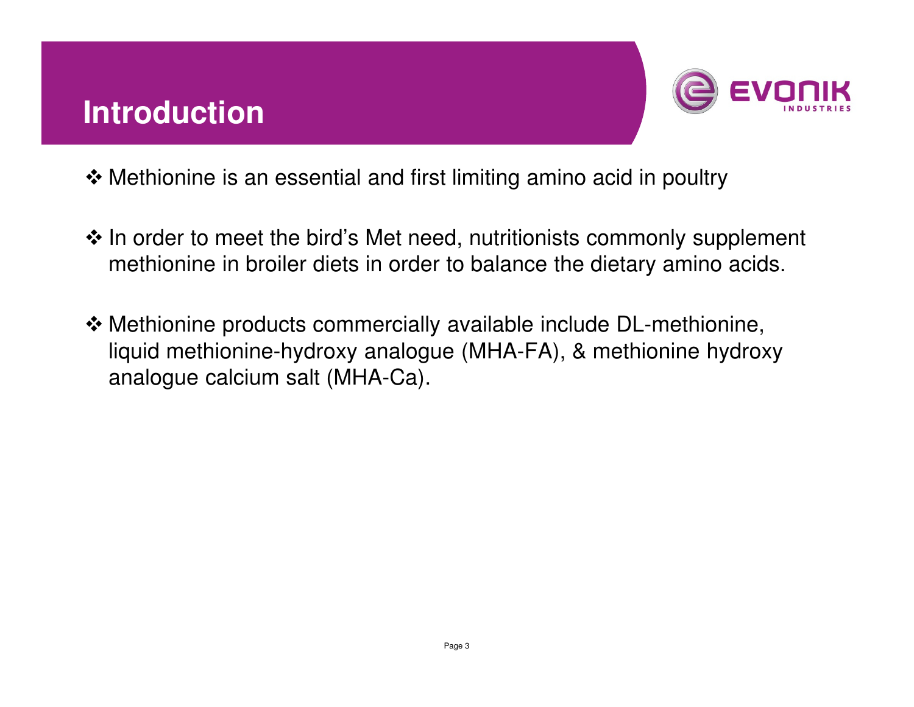# Introduction

- Methionine is an essential and first limiting amino acid in poultry
- In order to meet the bird's Met need, nutritionists commonly supplement methionine in broiler diets in order to balance the dietary amino acids.
- Methionine products commercially available include DL-methionine, liquid methionine-hydroxy analogue (MHA-FA), & methionine hydroxy analogue calcium salt (MHA-Ca).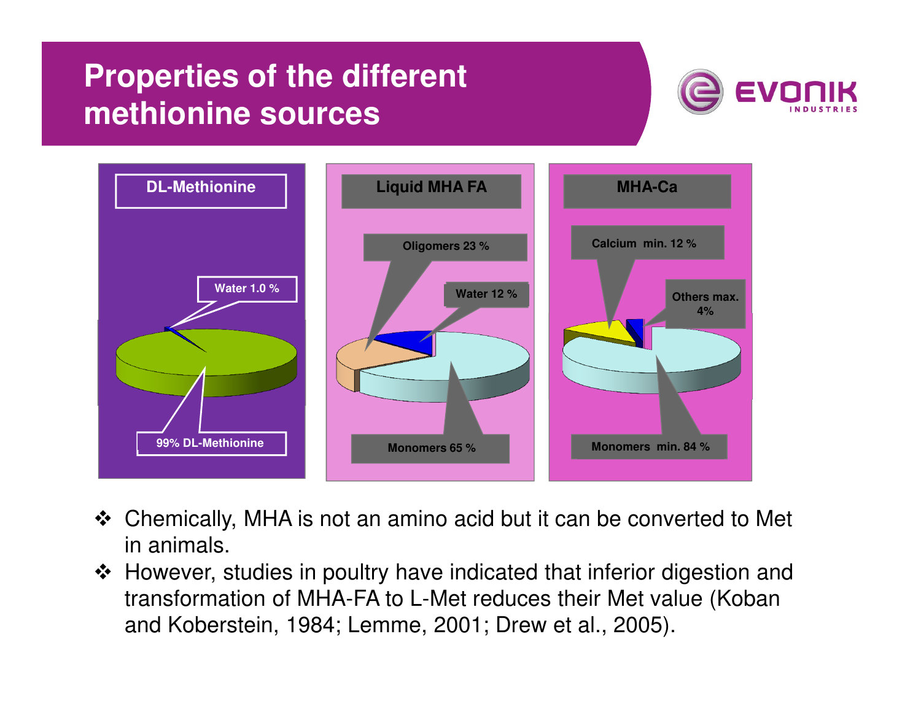# Properties of the different methionine sources

**DL-Methionine**

- Water 1.0 %
- 99% DL-Methionine

**Liquid MHA FA**

- Oligomers 23 %
- Water 12 %
- Monomers 65 %

**MHA-Ca**

- Calcium min. 12 %
- Others max. 4%
- Monomers min. 84 %

- ❖ Chemically, MHA is not an amino acid but it can be converted to Met in animals.
- ❖ However, studies in poultry have indicated that inferior digestion and transformation of MHA-FA to L-Met reduces their Met value (Koban and Koberstein, 1984; Lemme, 2001; Drew et al., 2005).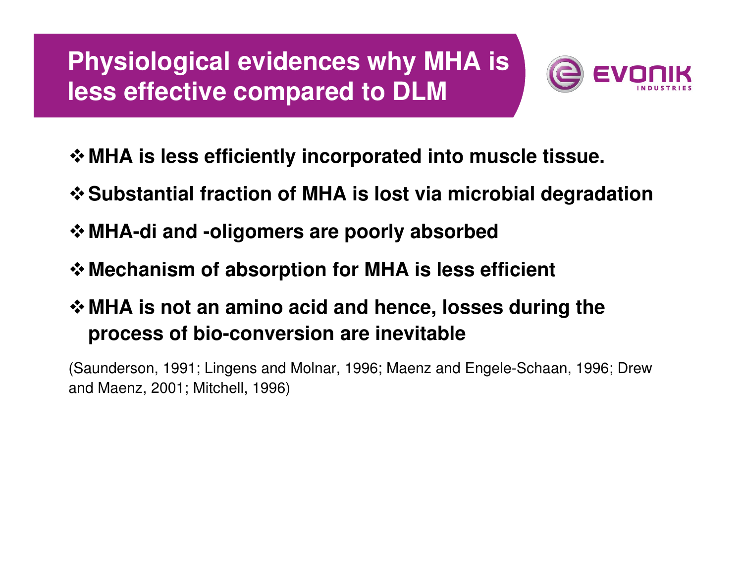# Physiological evidences why MHA is less effective compared to DLM

- **MHA is less efficiently incorporated into muscle tissue.**
- **Substantial fraction of MHA is lost via microbial degradation**
- **MHA-di and -oligomers are poorly absorbed**
- **Mechanism of absorption for MHA is less efficient**
- **MHA is not an amino acid and hence, losses during the process of bio-conversion are inevitable**

(Saunderson, 1991; Lingens and Molnar, 1996; Maenz and Engele-Schaan, 1996; Drew and Maenz, 2001; Mitchell, 1996)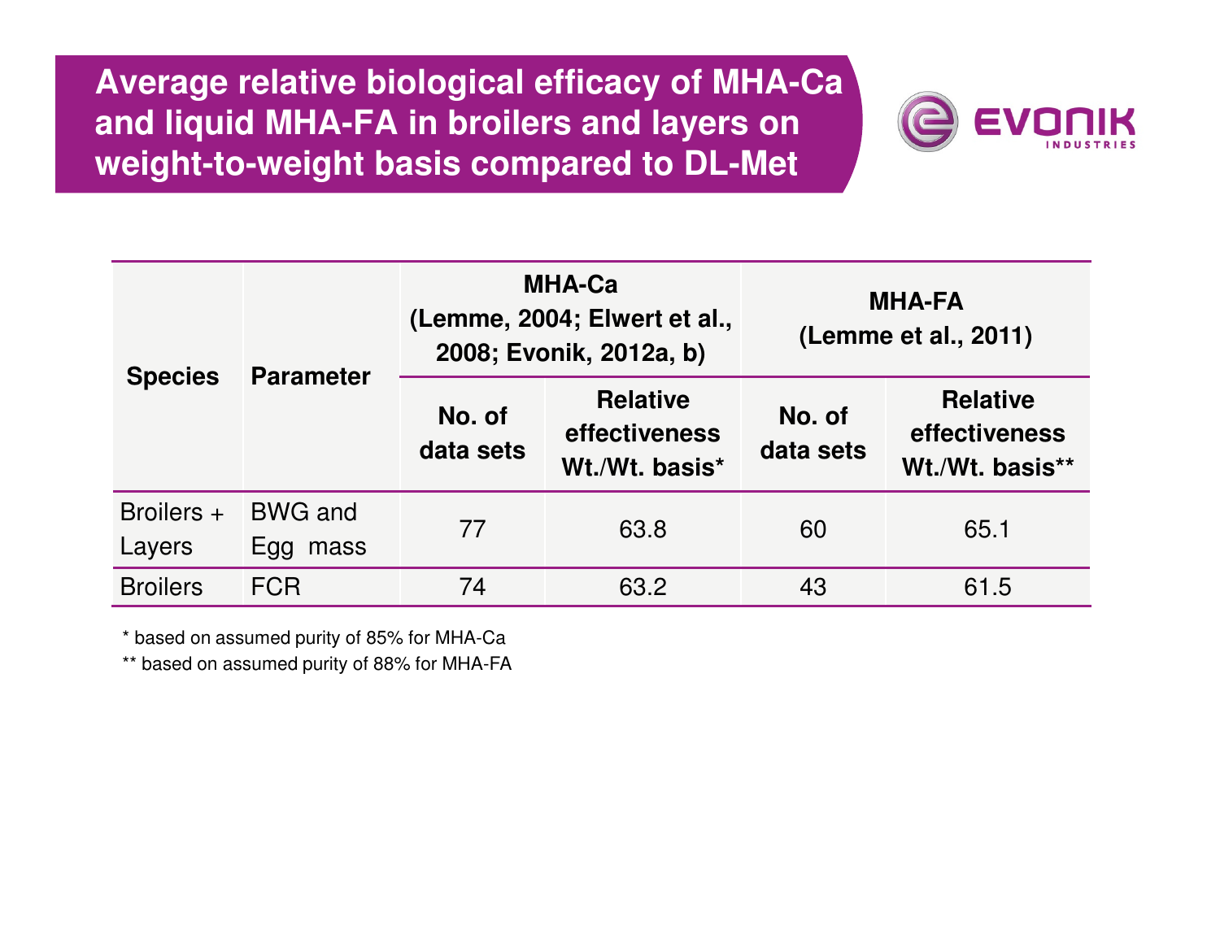# Average relative biological efficacy of MHA-Ca and liquid MHA-FA in broilers and layers on weight-to-weight basis compared to DL-Met

| Species | Parameter | MHA-Ca (Lemme, 2004; Elwert et al., 2008; Evonik, 2012a, b) | | MHA-FA (Lemme et al., 2011) | |
|---|---|---|---|---|---|
| | | No. of data sets | Relative effectiveness Wt./Wt. basis* | No. of data sets | Relative effectiveness Wt./Wt. basis** |
| Broilers + Layers | BWG and Egg mass | 77 | 63.8 | 60 | 65.1 |
| Broilers | FCR | 74 | 63.2 | 43 | 61.5 |

* based on assumed purity of 85% for MHA-Ca

** based on assumed purity of 88% for MHA-FA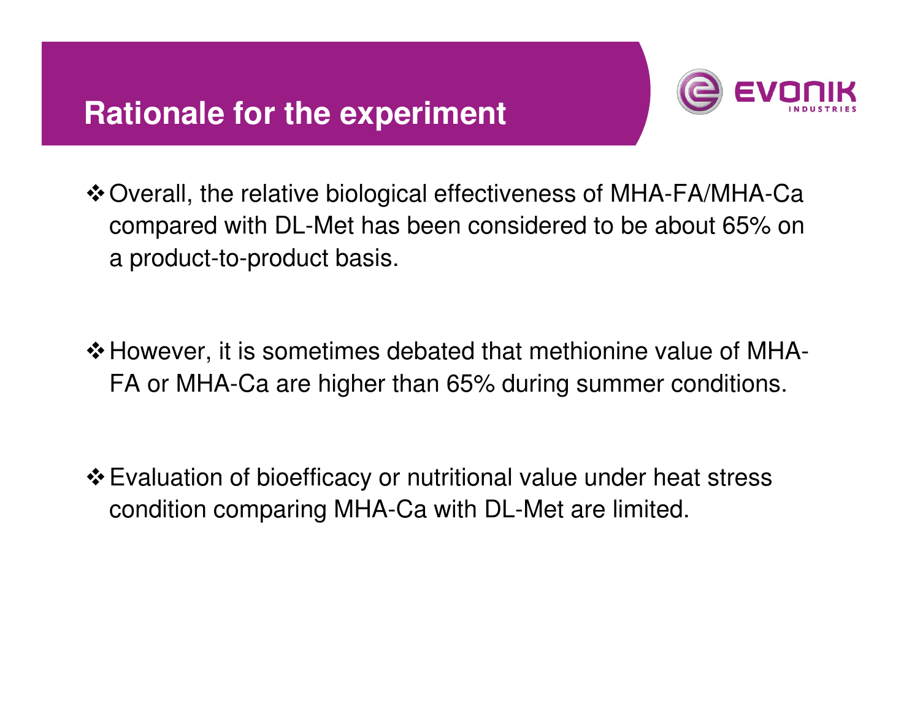# Rationale for the experiment

- Overall, the relative biological effectiveness of MHA-FA/MHA-Ca compared with DL-Met has been considered to be about 65% on a product-to-product basis.

- However, it is sometimes debated that methionine value of MHA-FA or MHA-Ca are higher than 65% during summer conditions.

- Evaluation of bioefficacy or nutritional value under heat stress condition comparing MHA-Ca with DL-Met are limited.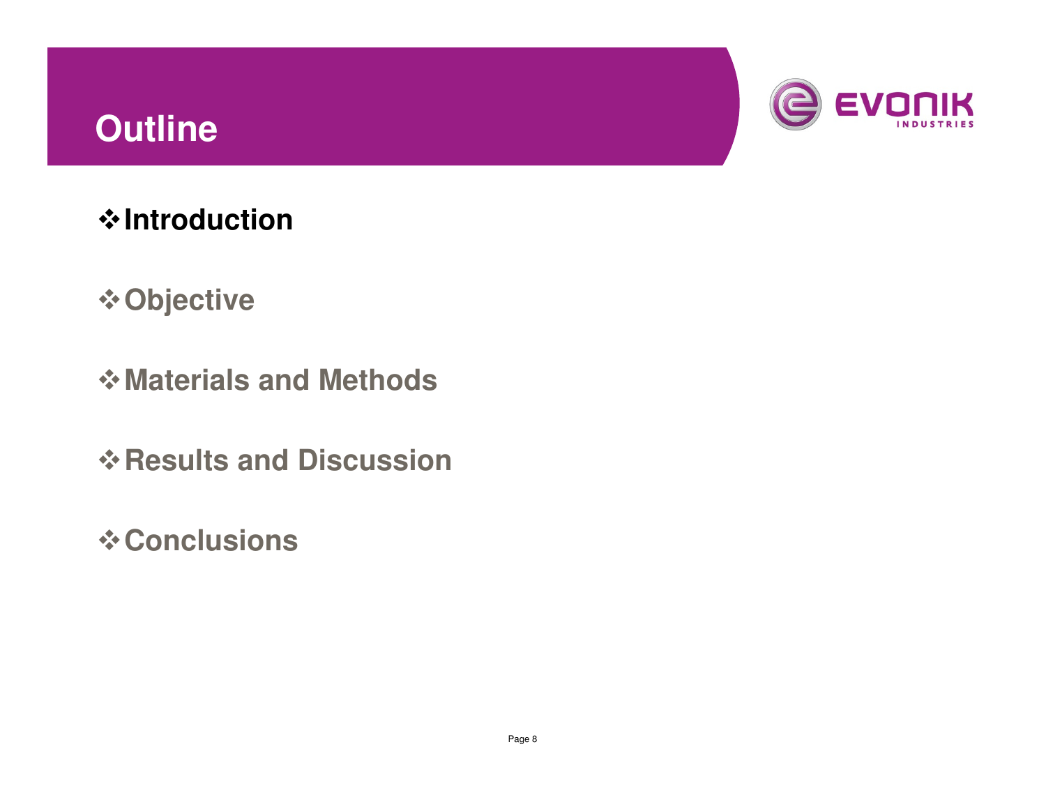# Outline

- **Introduction**
- **Objective**
- **Materials and Methods**
- **Results and Discussion**
- **Conclusions**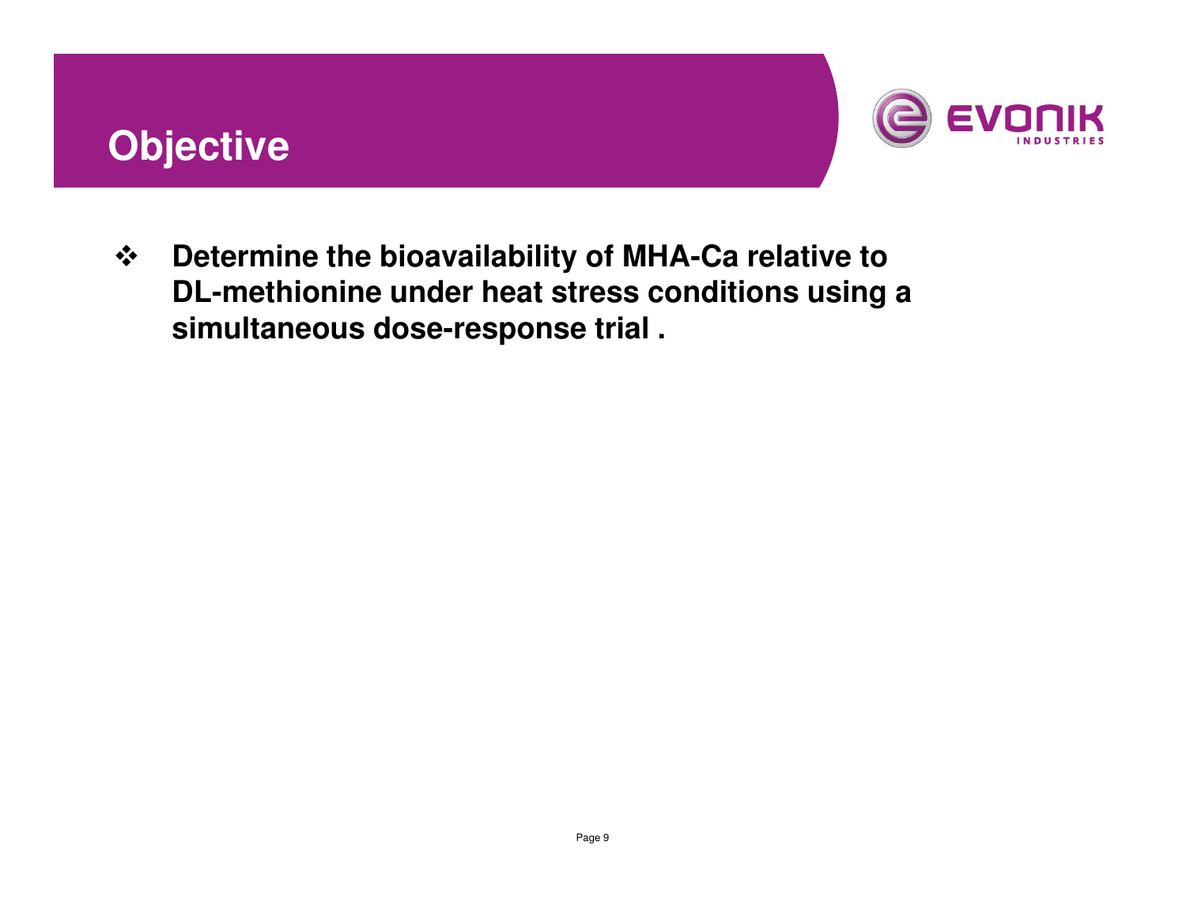# Objective

- **Determine the bioavailability of MHA-Ca relative to DL-methionine under heat stress conditions using a simultaneous dose-response trial .**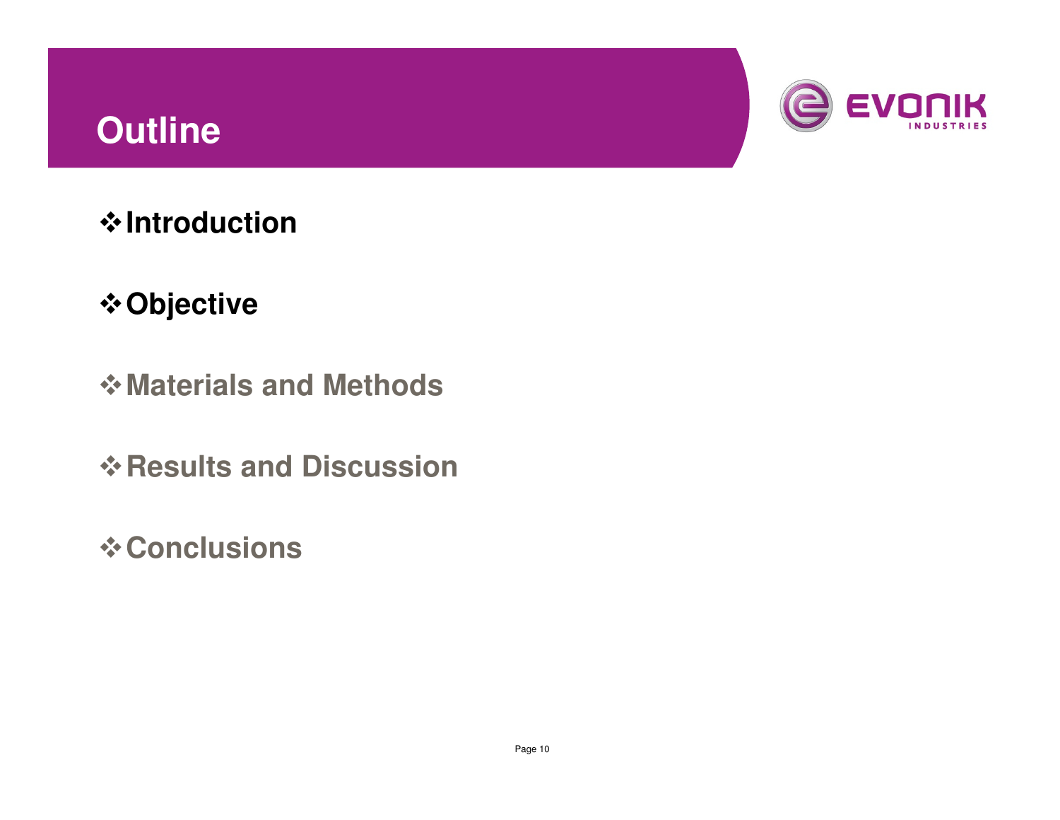# Outline

- **Introduction**
- **Objective**
- **Materials and Methods**
- **Results and Discussion**
- **Conclusions**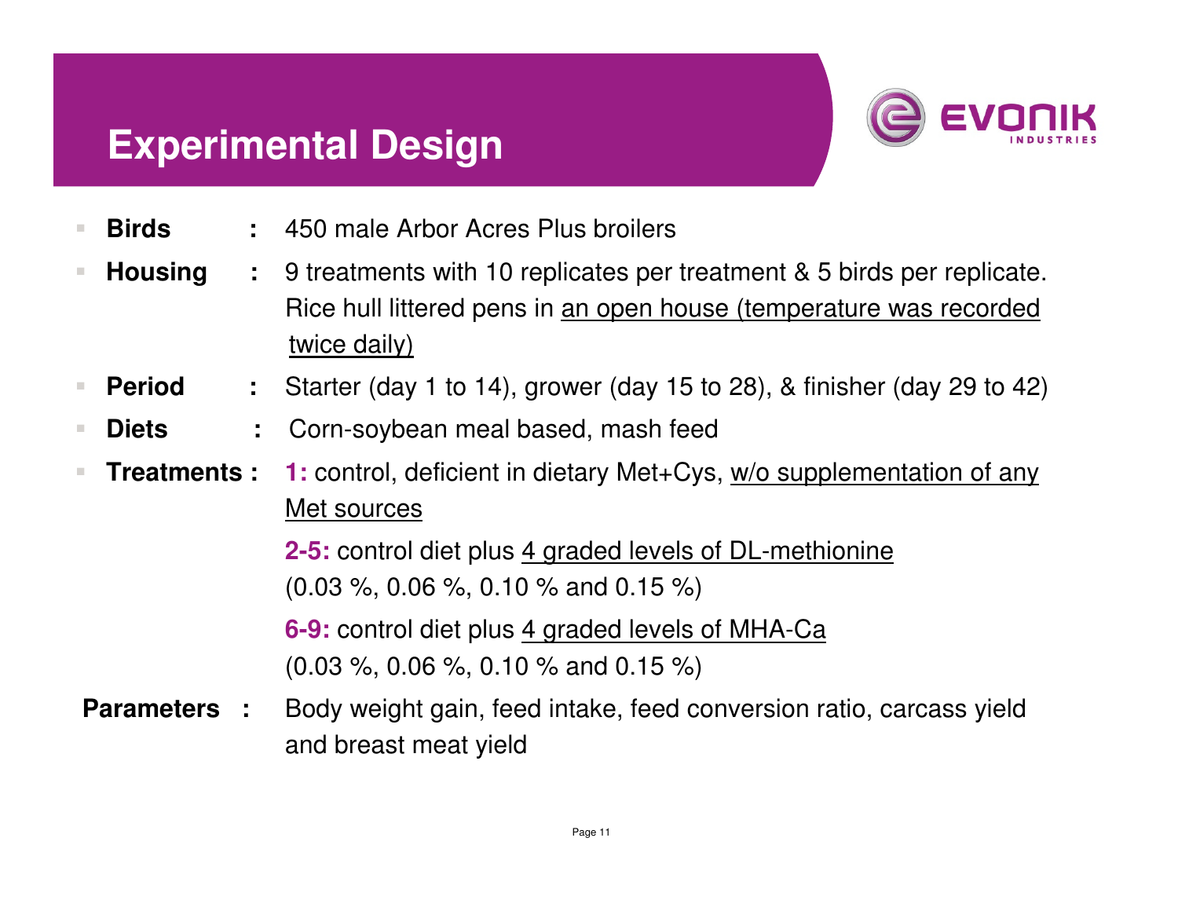# Experimental Design

- **Birds** : 450 male Arbor Acres Plus broilers
- **Housing** : 9 treatments with 10 replicates per treatment & 5 birds per replicate. Rice hull littered pens in an open house (temperature was recorded twice daily)
- **Period** : Starter (day 1 to 14), grower (day 15 to 28), & finisher (day 29 to 42)
- **Diets** : Corn-soybean meal based, mash feed
- **Treatments** : **1:** control, deficient in dietary Met+Cys, w/o supplementation of any Met sources

  **2-5:** control diet plus 4 graded levels of DL-methionine (0.03 %, 0.06 %, 0.10 % and 0.15 %)

  **6-9:** control diet plus 4 graded levels of MHA-Ca (0.03 %, 0.06 %, 0.10 % and 0.15 %)

**Parameters** : Body weight gain, feed intake, feed conversion ratio, carcass yield and breast meat yield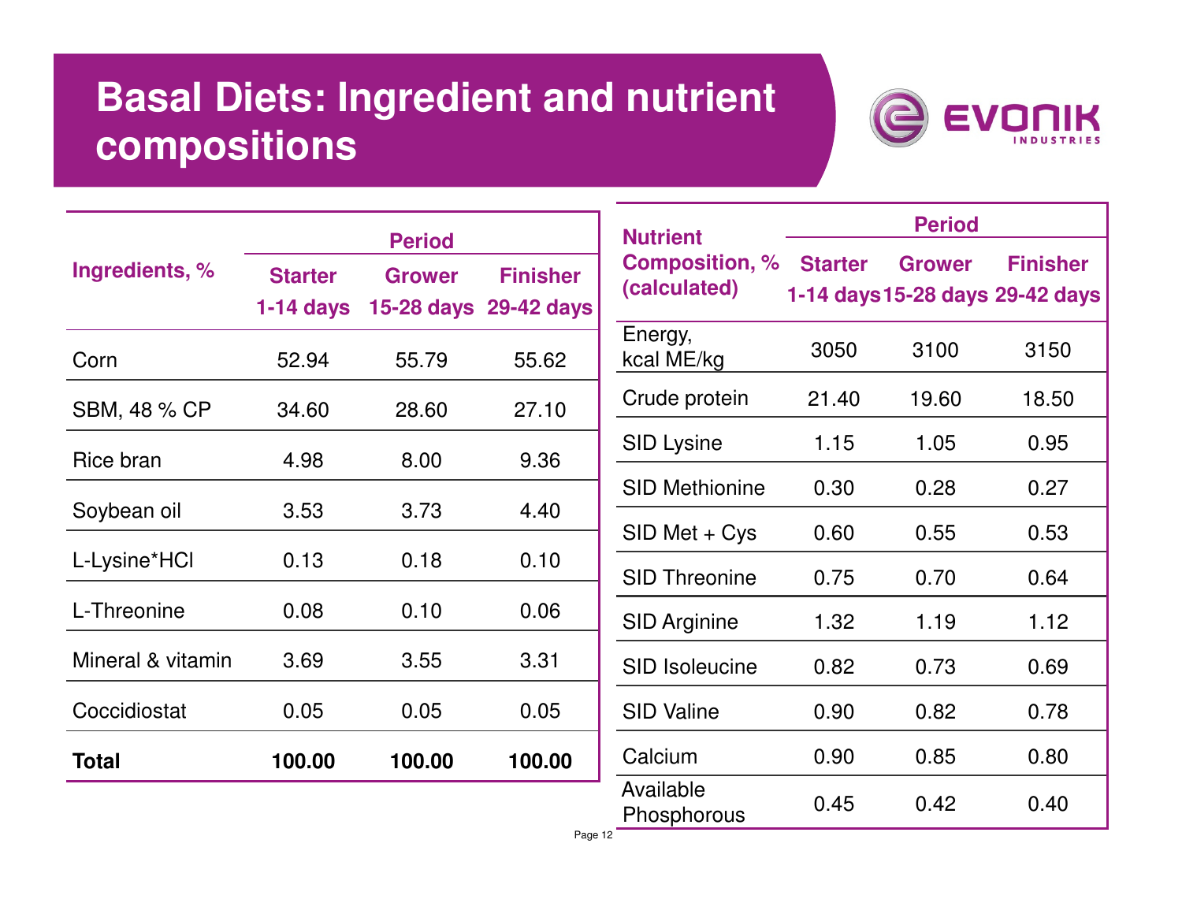# Basal Diets: Ingredient and nutrient compositions

| Ingredients, % | Period | | |
|---|---|---|---|
| | Starter 1-14 days | Grower 15-28 days | Finisher 29-42 days |
| Corn | 52.94 | 55.79 | 55.62 |
| SBM, 48 % CP | 34.60 | 28.60 | 27.10 |
| Rice bran | 4.98 | 8.00 | 9.36 |
| Soybean oil | 3.53 | 3.73 | 4.40 |
| L-Lysine*HCl | 0.13 | 0.18 | 0.10 |
| L-Threonine | 0.08 | 0.10 | 0.06 |
| Mineral & vitamin | 3.69 | 3.55 | 3.31 |
| Coccidiostat | 0.05 | 0.05 | 0.05 |
| **Total** | **100.00** | **100.00** | **100.00** |

| Nutrient Composition, % (calculated) | Period | | |
|---|---|---|---|
| | Starter 1-14 days | Grower 15-28 days | Finisher 29-42 days |
| Energy, kcal ME/kg | 3050 | 3100 | 3150 |
| Crude protein | 21.40 | 19.60 | 18.50 |
| SID Lysine | 1.15 | 1.05 | 0.95 |
| SID Methionine | 0.30 | 0.28 | 0.27 |
| SID Met + Cys | 0.60 | 0.55 | 0.53 |
| SID Threonine | 0.75 | 0.70 | 0.64 |
| SID Arginine | 1.32 | 1.19 | 1.12 |
| SID Isoleucine | 0.82 | 0.73 | 0.69 |
| SID Valine | 0.90 | 0.82 | 0.78 |
| Calcium | 0.90 | 0.85 | 0.80 |
| Available Phosphorous | 0.45 | 0.42 | 0.40 |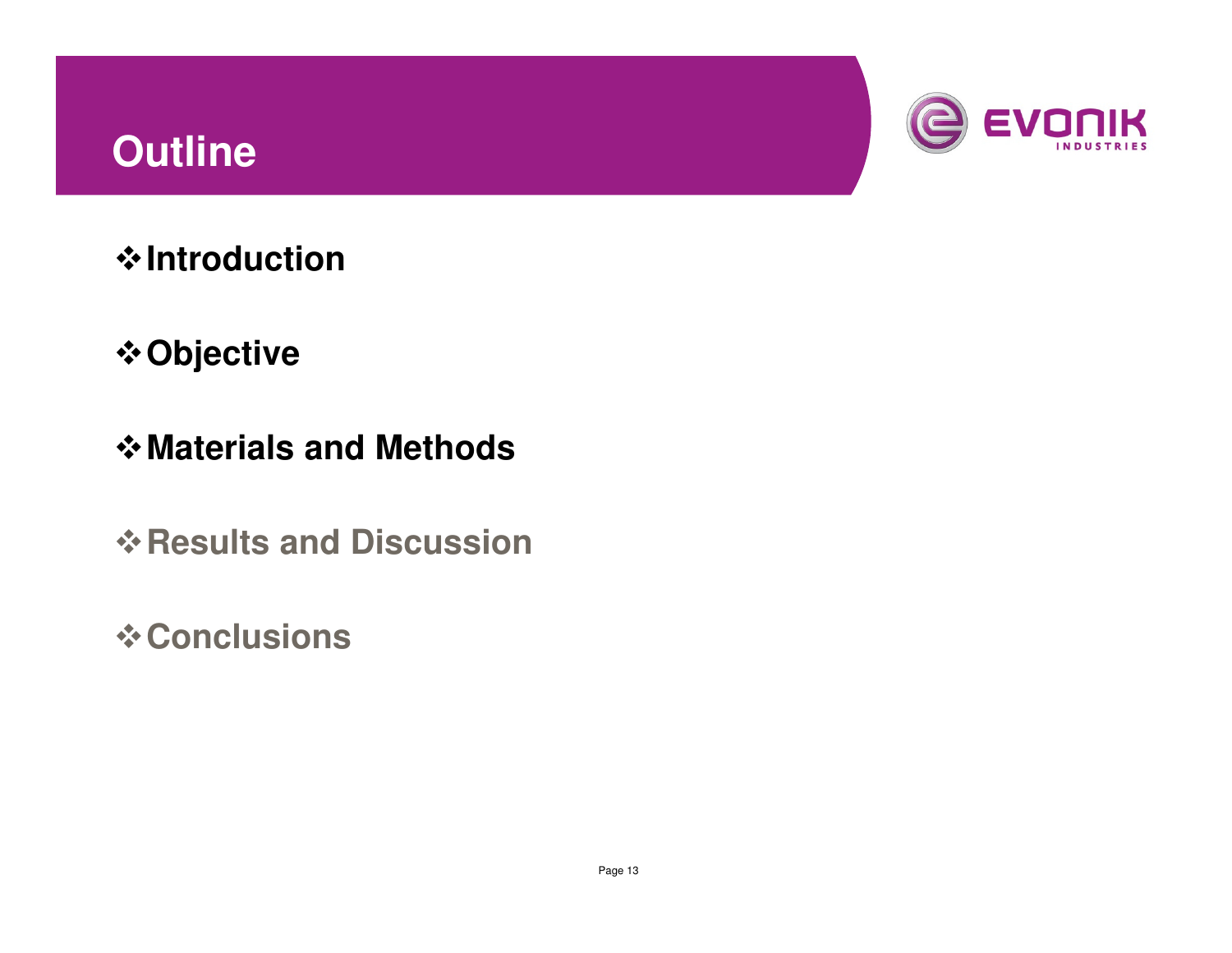# Outline

- **Introduction**
- **Objective**
- **Materials and Methods**
- **Results and Discussion**
- **Conclusions**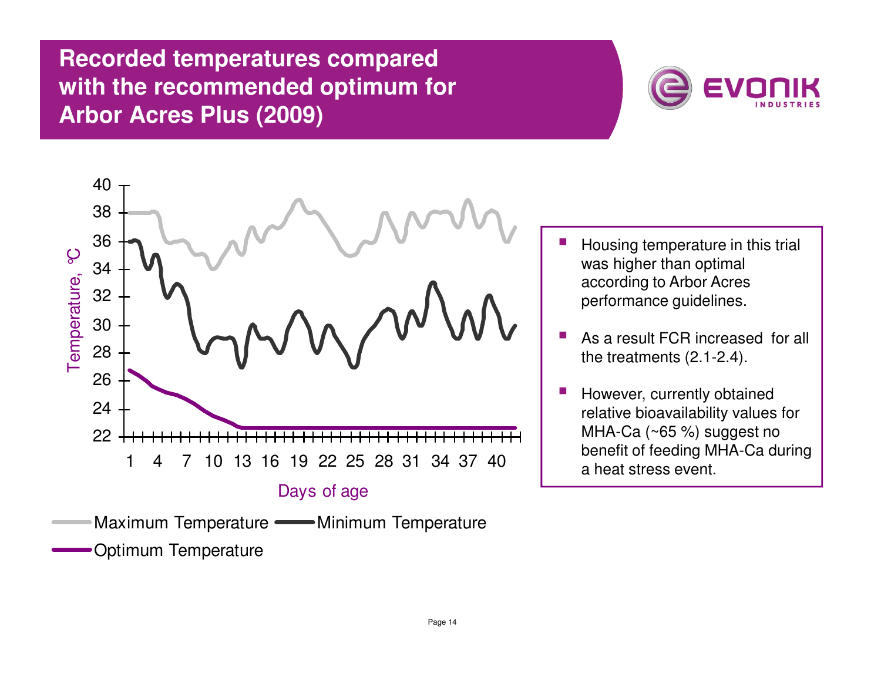# Recorded temperatures compared with the recommended optimum for Arbor Acres Plus (2009)

- Housing temperature in this trial was higher than optimal according to Arbor Acres performance guidelines.
- As a result FCR increased for all the treatments (2.1-2.4).
- However, currently obtained relative bioavailability values for MHA-Ca (~65 %) suggest no benefit of feeding MHA-Ca during a heat stress event.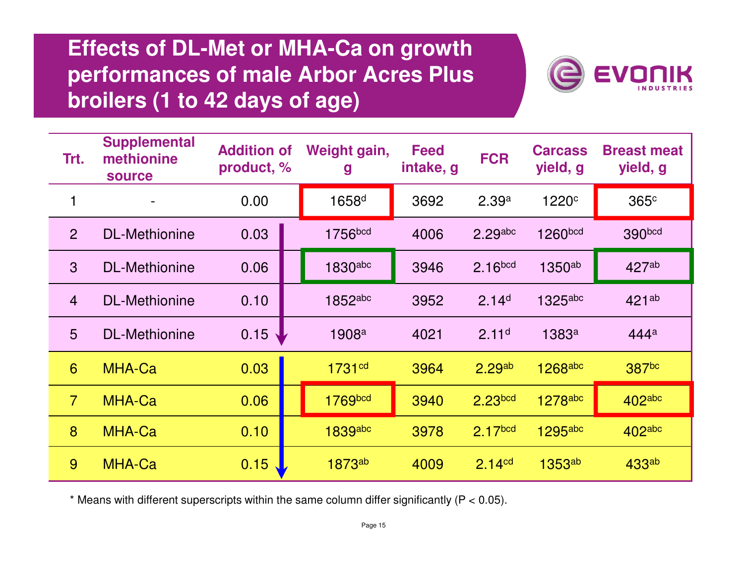# Effects of DL-Met or MHA-Ca on growth performances of male Arbor Acres Plus broilers (1 to 42 days of age)

| Trt. | Supplemental methionine source | Addition of product, % | Weight gain, g | Feed intake, g | FCR | Carcass yield, g | Breast meat yield, g |
|---|---|---|---|---|---|---|---|
| 1 | - | 0.00 | 1658[d] | 3692 | 2.39[a] | 1220[c] | 365[c] |
| 2 | DL-Methionine | 0.03 | 1756[bcd] | 4006 | 2.29[abc] | 1260[bcd] | 390[bcd] |
| 3 | DL-Methionine | 0.06 | 1830[abc] | 3946 | 2.16[bcd] | 1350[ab] | 427[ab] |
| 4 | DL-Methionine | 0.10 | 1852[abc] | 3952 | 2.14[d] | 1325[abc] | 421[ab] |
| 5 | DL-Methionine | 0.15 | 1908[a] | 4021 | 2.11[d] | 1383[a] | 444[a] |
| 6 | MHA-Ca | 0.03 | 1731[cd] | 3964 | 2.29[ab] | 1268[abc] | 387[bc] |
| 7 | MHA-Ca | 0.06 | 1769[bcd] | 3940 | 2.23[bcd] | 1278[abc] | 402[abc] |
| 8 | MHA-Ca | 0.10 | 1839[abc] | 3978 | 2.17[bcd] | 1295[abc] | 402[abc] |
| 9 | MHA-Ca | 0.15 | 1873[ab] | 4009 | 2.14[cd] | 1353[ab] | 433[ab] |

* Means with different superscripts within the same column differ significantly ($P < 0.05$).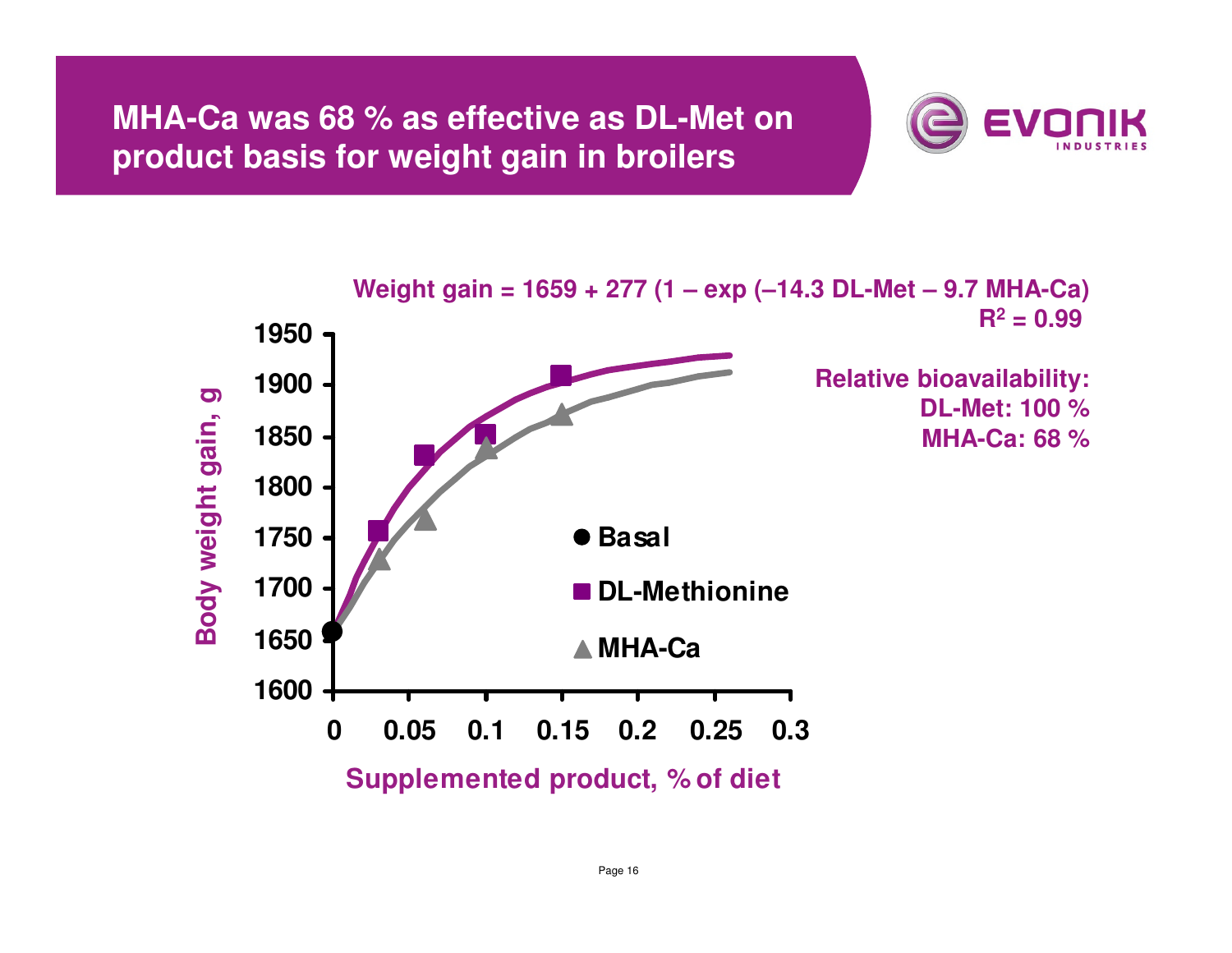# MHA-Ca was 68 % as effective as DL-Met on product basis for weight gain in broilers

Weight gain = 1659 + 277 (1 – exp (–14.3 DL-Met – 9.7 MHA-Ca)

$R^2 = 0.99$

Relative bioavailability:
DL-Met: 100 %
MHA-Ca: 68 %

Body weight gain, g

Supplemented product, % of diet

● Basal
■ DL-Methionine
▲ MHA-Ca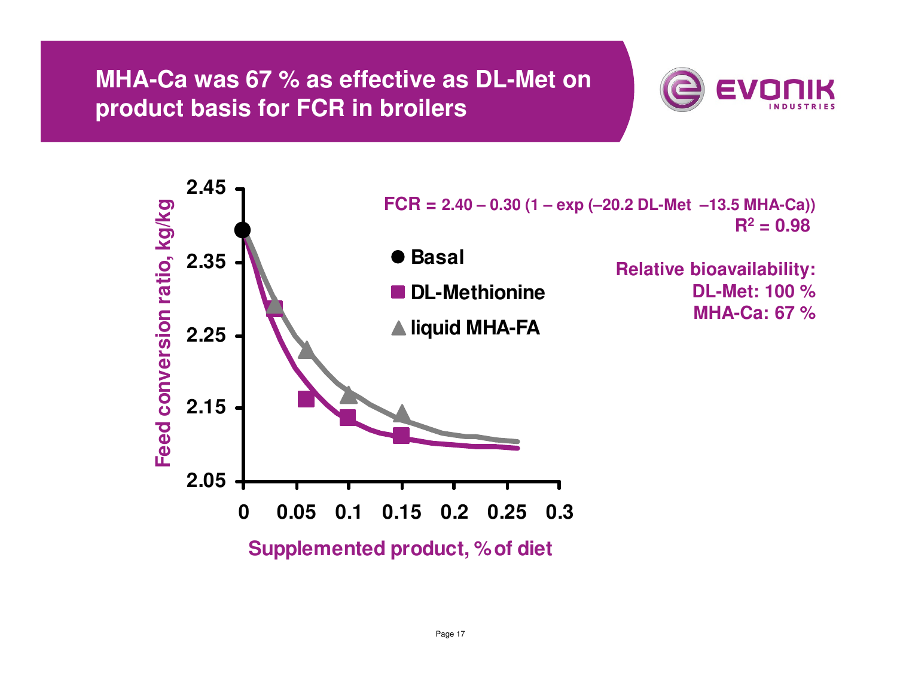# MHA-Ca was 67 % as effective as DL-Met on product basis for FCR in broilers

Feed conversion ratio, kg/kg

2.45
2.35
2.25
2.15
2.05

0 0.05 0.1 0.15 0.2 0.25 0.3

Supplemented product, % of diet

- Basal
- DL-Methionine
- liquid MHA-FA

FCR = 2.40 – 0.30 (1 – exp (–20.2 DL-Met –13.5 MHA-Ca))

$R^2 = 0.98$

**Relative bioavailability:**
**DL-Met: 100 %**
**MHA-Ca: 67 %**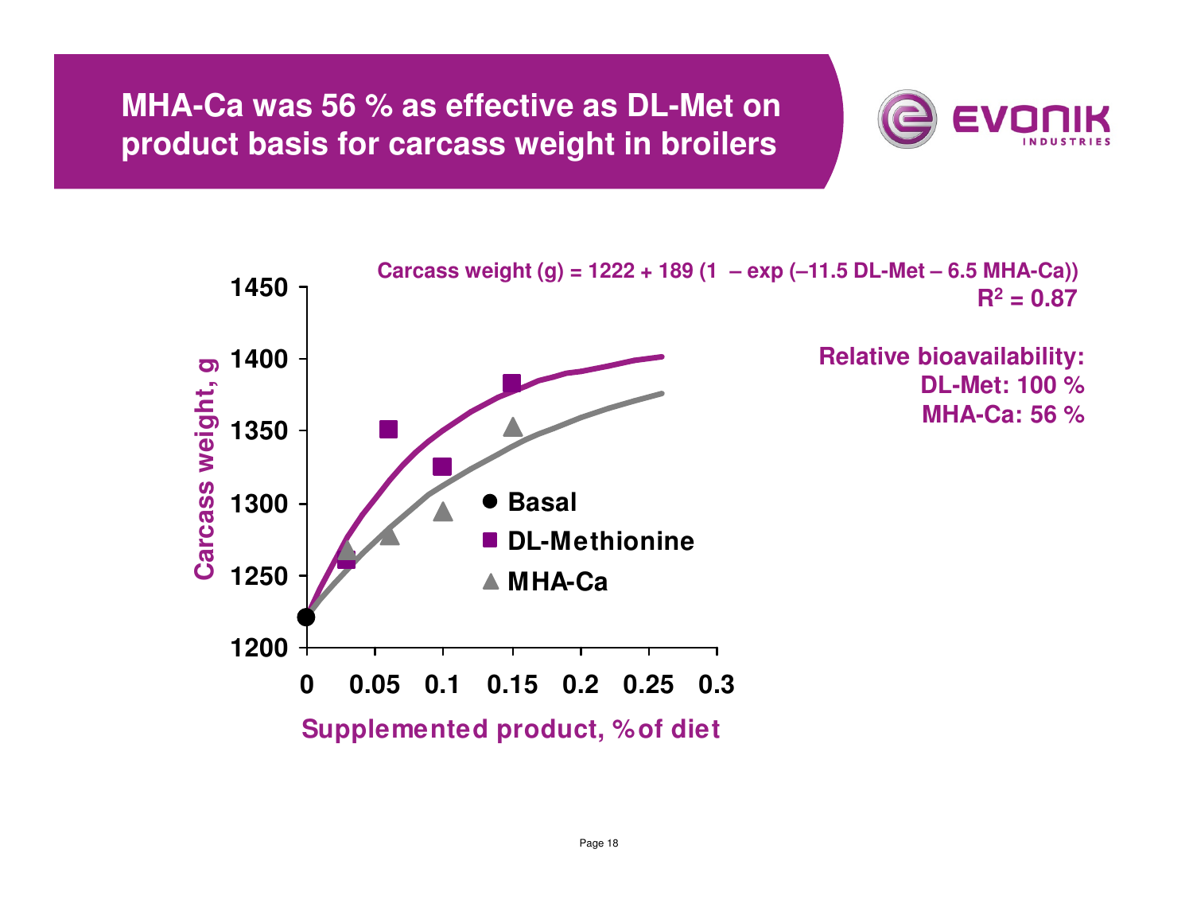# MHA-Ca was 56 % as effective as DL-Met on product basis for carcass weight in broilers

Carcass weight (g) = 1222 + 189 (1 – exp (–11.5 DL-Met – 6.5 MHA-Ca))
$R^2 = 0.87$

**Relative bioavailability:**
**DL-Met: 100 %**
**MHA-Ca: 56 %**

Carcass weight, g

1450
1400
1350
1300
1250
1200

0 0.05 0.1 0.15 0.2 0.25 0.3

Supplemented product, % of diet

● Basal
■ DL-Methionine
▲ MHA-Ca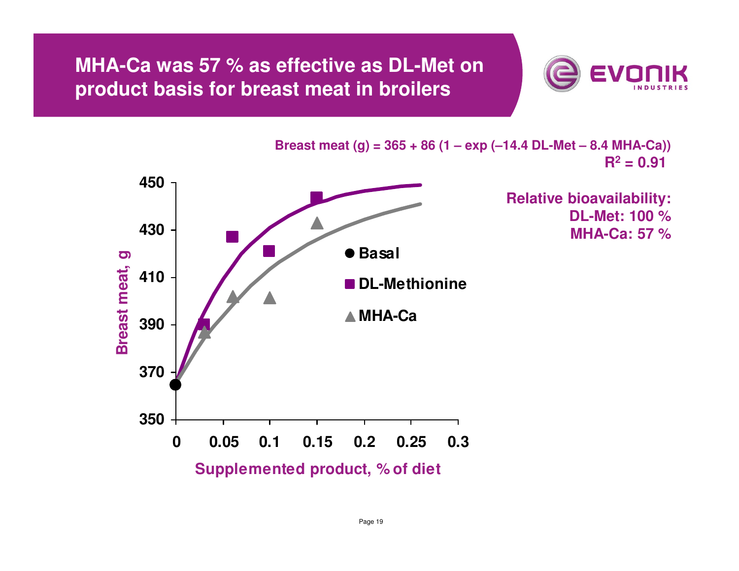# MHA-Ca was 57 % as effective as DL-Met on product basis for breast meat in broilers

**Breast meat (g) = 365 + 86 (1 – exp (–14.4 DL-Met – 8.4 MHA-Ca))**
**$R^2$ = 0.91**

**Relative bioavailability:**
**DL-Met: 100 %**
**MHA-Ca: 57 %**

Legend: ● Basal, ■ DL-Methionine, ▲ MHA-Ca

Y-axis: Breast meat, g (350–450)

X-axis: Supplemented product, % of diet (0–0.3)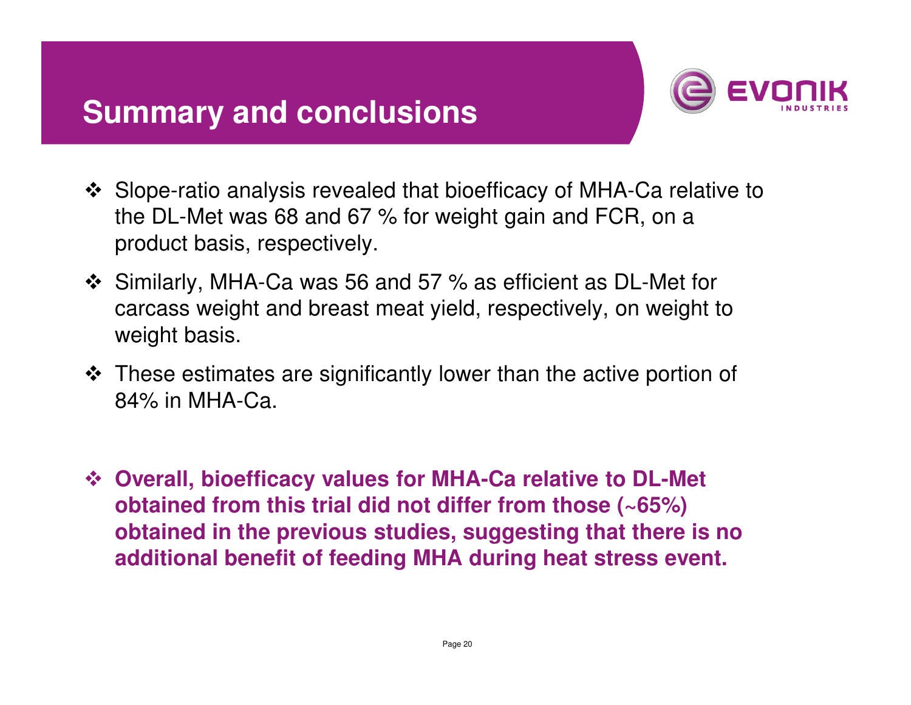# Summary and conclusions

- Slope-ratio analysis revealed that bioefficacy of MHA-Ca relative to the DL-Met was 68 and 67 % for weight gain and FCR, on a product basis, respectively.
- Similarly, MHA-Ca was 56 and 57 % as efficient as DL-Met for carcass weight and breast meat yield, respectively, on weight to weight basis.
- These estimates are significantly lower than the active portion of 84% in MHA-Ca.

- **Overall, bioefficacy values for MHA-Ca relative to DL-Met obtained from this trial did not differ from those (~65%) obtained in the previous studies, suggesting that there is no additional benefit of feeding MHA during heat stress event.**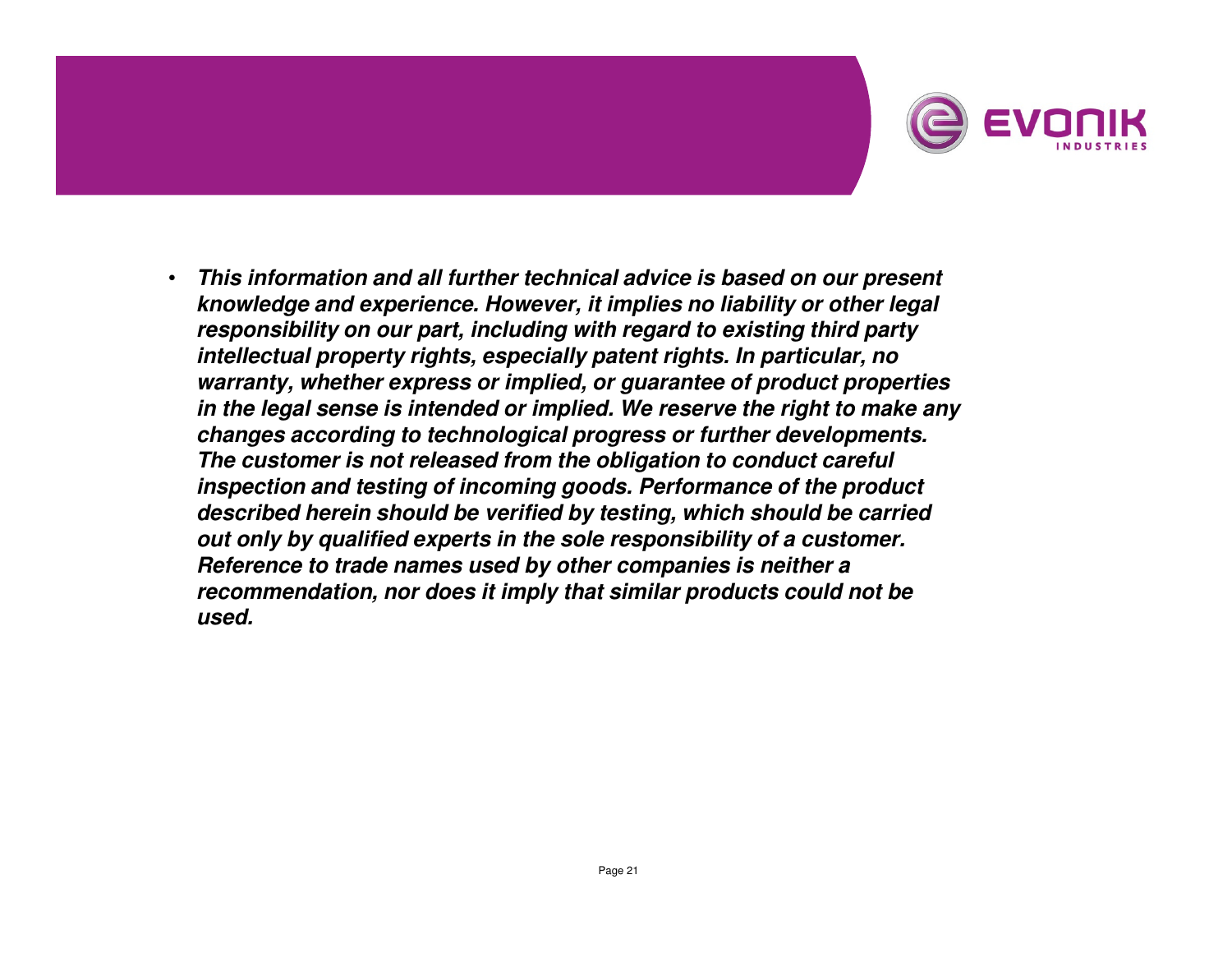- ***This information and all further technical advice is based on our present knowledge and experience. However, it implies no liability or other legal responsibility on our part, including with regard to existing third party intellectual property rights, especially patent rights. In particular, no warranty, whether express or implied, or guarantee of product properties in the legal sense is intended or implied. We reserve the right to make any changes according to technological progress or further developments. The customer is not released from the obligation to conduct careful inspection and testing of incoming goods. Performance of the product described herein should be verified by testing, which should be carried out only by qualified experts in the sole responsibility of a customer. Reference to trade names used by other companies is neither a recommendation, nor does it imply that similar products could not be used.***